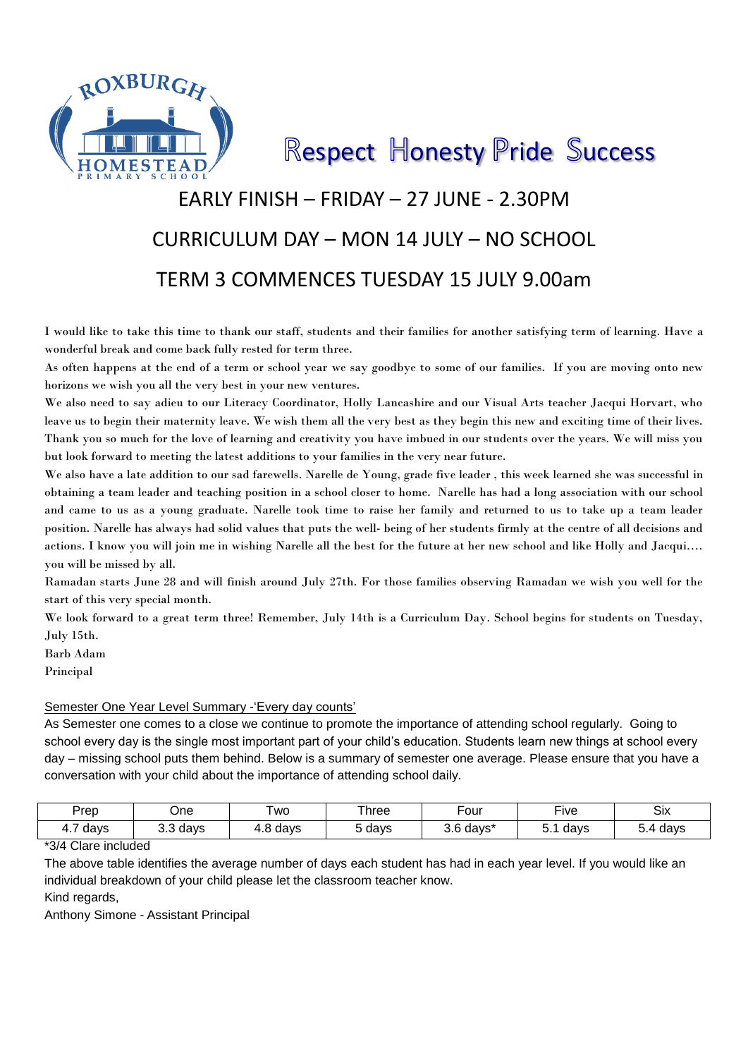ROXBURGH HOMESTEAD PRIMARY SCHOOL

# Respect Honesty Pride Success

## EARLY FINISH – FRIDAY – 27 JUNE - 2.30PM

## CURRICULUM DAY – MON 14 JULY – NO SCHOOL

## TERM 3 COMMENCES TUESDAY 15 JULY 9.00am

I would like to take this time to thank our staff, students and their families for another satisfying term of learning. Have a wonderful break and come back fully rested for term three.

As often happens at the end of a term or school year we say goodbye to some of our families. If you are moving onto new horizons we wish you all the very best in your new ventures.

We also need to say adieu to our Literacy Coordinator, Holly Lancashire and our Visual Arts teacher Jacqui Horvart, who leave us to begin their maternity leave. We wish them all the very best as they begin this new and exciting time of their lives. Thank you so much for the love of learning and creativity you have imbued in our students over the years. We will miss you but look forward to meeting the latest additions to your families in the very near future.

We also have a late addition to our sad farewells. Narelle de Young, grade five leader , this week learned she was successful in obtaining a team leader and teaching position in a school closer to home. Narelle has had a long association with our school and came to us as a young graduate. Narelle took time to raise her family and returned to us to take up a team leader position. Narelle has always had solid values that puts the well- being of her students firmly at the centre of all decisions and actions. I know you will join me in wishing Narelle all the best for the future at her new school and like Holly and Jacqui…. you will be missed by all.

Ramadan starts June 28 and will finish around July 27th. For those families observing Ramadan we wish you well for the start of this very special month.

We look forward to a great term three! Remember, July 14th is a Curriculum Day. School begins for students on Tuesday, July 15th.

Barb Adam
Principal

Semester One Year Level Summary -'Every day counts'

As Semester one comes to a close we continue to promote the importance of attending school regularly. Going to school every day is the single most important part of your child's education. Students learn new things at school every day – missing school puts them behind. Below is a summary of semester one average. Please ensure that you have a conversation with your child about the importance of attending school daily.

| Prep | One | Two | Three | Four | Five | Six |
|---|---|---|---|---|---|---|
| 4.7 days | 3.3 days | 4.8 days | 5 days | 3.6 days* | 5.1 days | 5.4 days |

*3/4 Clare included

The above table identifies the average number of days each student has had in each year level. If you would like an individual breakdown of your child please let the classroom teacher know.

Kind regards,

Anthony Simone - Assistant Principal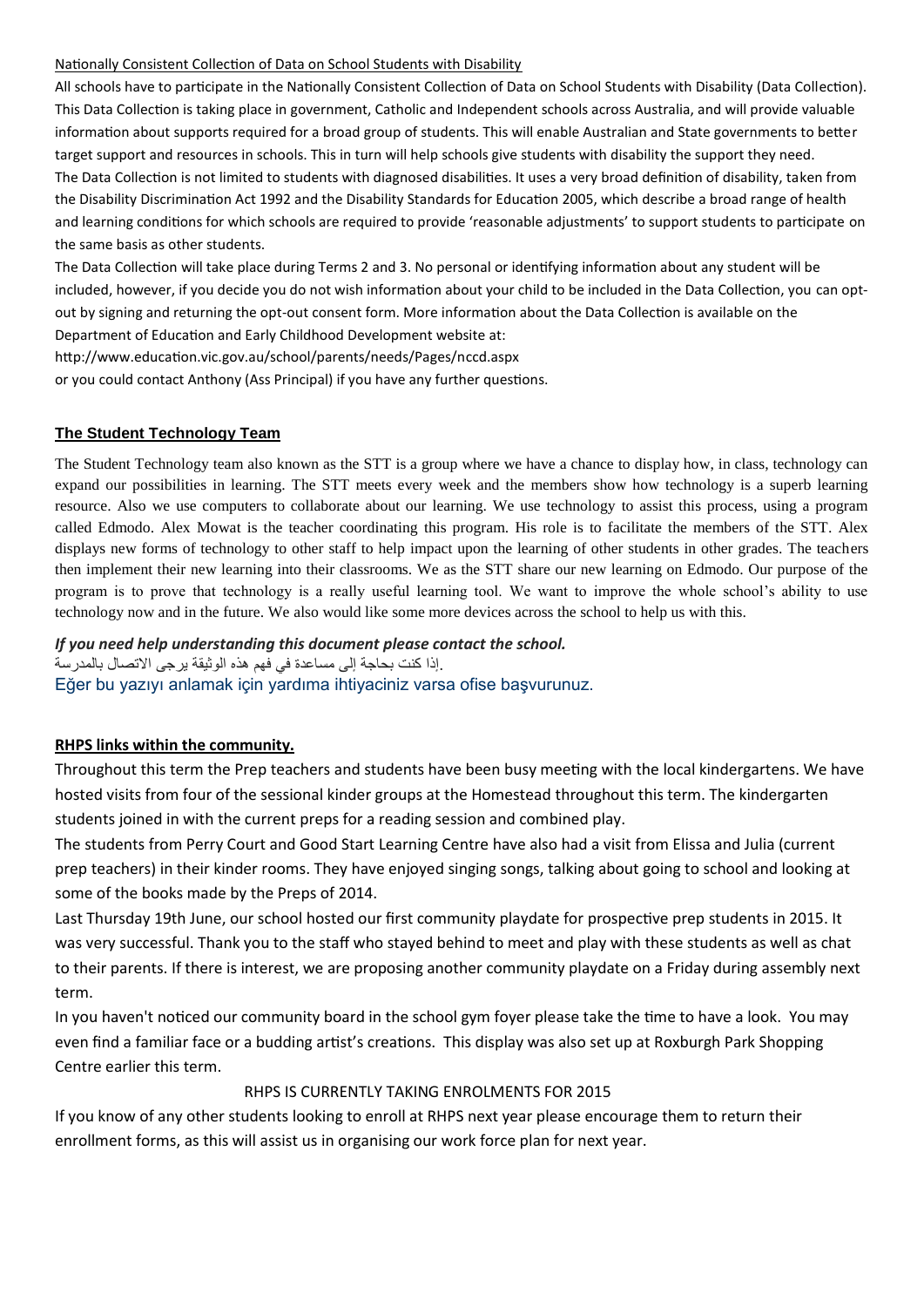Nationally Consistent Collection of Data on School Students with Disability

All schools have to participate in the Nationally Consistent Collection of Data on School Students with Disability (Data Collection). This Data Collection is taking place in government, Catholic and Independent schools across Australia, and will provide valuable information about supports required for a broad group of students. This will enable Australian and State governments to better target support and resources in schools. This in turn will help schools give students with disability the support they need.

The Data Collection is not limited to students with diagnosed disabilities. It uses a very broad definition of disability, taken from the Disability Discrimination Act 1992 and the Disability Standards for Education 2005, which describe a broad range of health and learning conditions for which schools are required to provide 'reasonable adjustments' to support students to participate on the same basis as other students.

The Data Collection will take place during Terms 2 and 3. No personal or identifying information about any student will be included, however, if you decide you do not wish information about your child to be included in the Data Collection, you can opt-out by signing and returning the opt-out consent form. More information about the Data Collection is available on the Department of Education and Early Childhood Development website at:

http://www.education.vic.gov.au/school/parents/needs/Pages/nccd.aspx

or you could contact Anthony (Ass Principal) if you have any further questions.

## The Student Technology Team

The Student Technology team also known as the STT is a group where we have a chance to display how, in class, technology can expand our possibilities in learning. The STT meets every week and the members show how technology is a superb learning resource. Also we use computers to collaborate about our learning. We use technology to assist this process, using a program called Edmodo. Alex Mowat is the teacher coordinating this program. His role is to facilitate the members of the STT. Alex displays new forms of technology to other staff to help impact upon the learning of other students in other grades. The teachers then implement their new learning into their classrooms. We as the STT share our new learning on Edmodo. Our purpose of the program is to prove that technology is a really useful learning tool. We want to improve the whole school's ability to use technology now and in the future. We also would like some more devices across the school to help us with this.

***If you need help understanding this document please contact the school.***

.إذا كنت بحاجة إلى مساعدة في فهم هذه الوثيقة يرجى الاتصال بالمدرسة

Eğer bu yazıyı anlamak için yardıma ihtiyaciniz varsa ofise başvurunuz.

## RHPS links within the community.

Throughout this term the Prep teachers and students have been busy meeting with the local kindergartens. We have hosted visits from four of the sessional kinder groups at the Homestead throughout this term. The kindergarten students joined in with the current preps for a reading session and combined play.

The students from Perry Court and Good Start Learning Centre have also had a visit from Elissa and Julia (current prep teachers) in their kinder rooms. They have enjoyed singing songs, talking about going to school and looking at some of the books made by the Preps of 2014.

Last Thursday 19th June, our school hosted our first community playdate for prospective prep students in 2015. It was very successful. Thank you to the staff who stayed behind to meet and play with these students as well as chat to their parents. If there is interest, we are proposing another community playdate on a Friday during assembly next term.

In you haven't noticed our community board in the school gym foyer please take the time to have a look. You may even find a familiar face or a budding artist's creations. This display was also set up at Roxburgh Park Shopping Centre earlier this term.

RHPS IS CURRENTLY TAKING ENROLMENTS FOR 2015

If you know of any other students looking to enroll at RHPS next year please encourage them to return their enrollment forms, as this will assist us in organising our work force plan for next year.